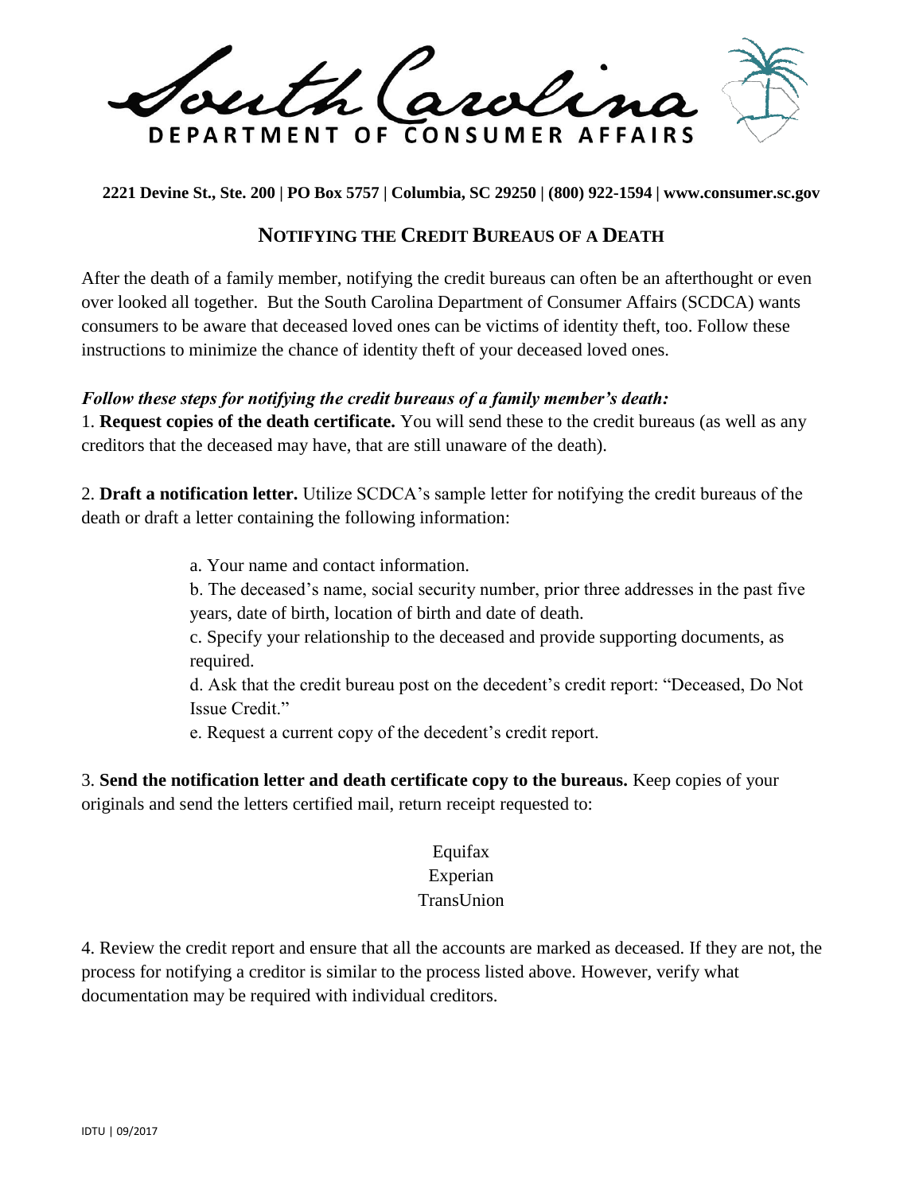South Carolina
DEPARTMENT OF CONSUMER AFFAIRS

**2221 Devine St., Ste. 200 | PO Box 5757 | Columbia, SC 29250 | (800) 922-1594 | www.consumer.sc.gov**

# NOTIFYING THE CREDIT BUREAUS OF A DEATH

After the death of a family member, notifying the credit bureaus can often be an afterthought or even over looked all together. But the South Carolina Department of Consumer Affairs (SCDCA) wants consumers to be aware that deceased loved ones can be victims of identity theft, too. Follow these instructions to minimize the chance of identity theft of your deceased loved ones.

***Follow these steps for notifying the credit bureaus of a family member's death:***

1. **Request copies of the death certificate.** You will send these to the credit bureaus (as well as any creditors that the deceased may have, that are still unaware of the death).

2. **Draft a notification letter.** Utilize SCDCA's sample letter for notifying the credit bureaus of the death or draft a letter containing the following information:

   a. Your name and contact information.

   b. The deceased's name, social security number, prior three addresses in the past five years, date of birth, location of birth and date of death.

   c. Specify your relationship to the deceased and provide supporting documents, as required.

   d. Ask that the credit bureau post on the decedent's credit report: "Deceased, Do Not Issue Credit."

   e. Request a current copy of the decedent's credit report.

3. **Send the notification letter and death certificate copy to the bureaus.** Keep copies of your originals and send the letters certified mail, return receipt requested to:

   Equifax
   Experian
   TransUnion

4. Review the credit report and ensure that all the accounts are marked as deceased. If they are not, the process for notifying a creditor is similar to the process listed above. However, verify what documentation may be required with individual creditors.

IDTU | 09/2017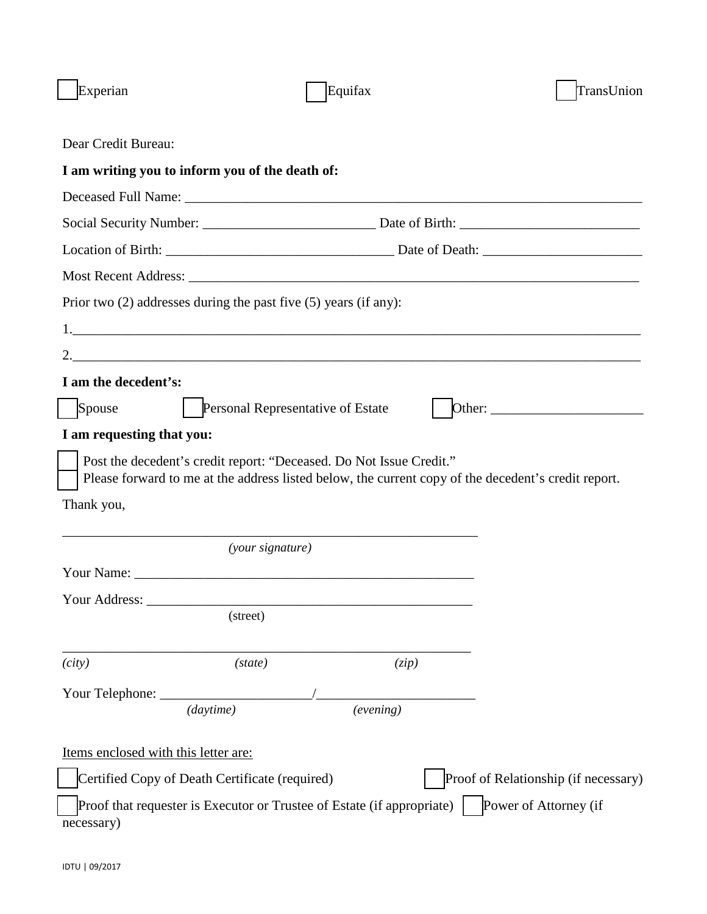☐ Experian ☐ Equifax ☐ TransUnion

Dear Credit Bureau:

**I am writing you to inform you of the death of:**

Deceased Full Name: ____________________________________________________________________

Social Security Number: _________________________ Date of Birth: __________________________

Location of Birth: _________________________________ Date of Death: _______________________

Most Recent Address: ____________________________________________________________________

Prior two (2) addresses during the past five (5) years (if any):

1.________________________________________________________________________________

2.________________________________________________________________________________

**I am the decedent's:**

☐ Spouse ☐ Personal Representative of Estate ☐ Other: ______________________

**I am requesting that you:**

☐ Post the decedent's credit report: "Deceased. Do Not Issue Credit."

☐ Please forward to me at the address listed below, the current copy of the decedent's credit report.

Thank you,

_____________________________________________________________

*(your signature)*

Your Name: __________________________________________________

Your Address: ________________________________________________
(street)

_____________________________________________________________
*(city)* *(state)* *(zip)*

Your Telephone: ______________________/_______________________
*(daytime)* *(evening)*

<u>Items enclosed with this letter are:</u>

☐ Certified Copy of Death Certificate (required) ☐ Proof of Relationship (if necessary)

☐ Proof that requester is Executor or Trustee of Estate (if appropriate) ☐ Power of Attorney (if necessary)

IDTU | 09/2017